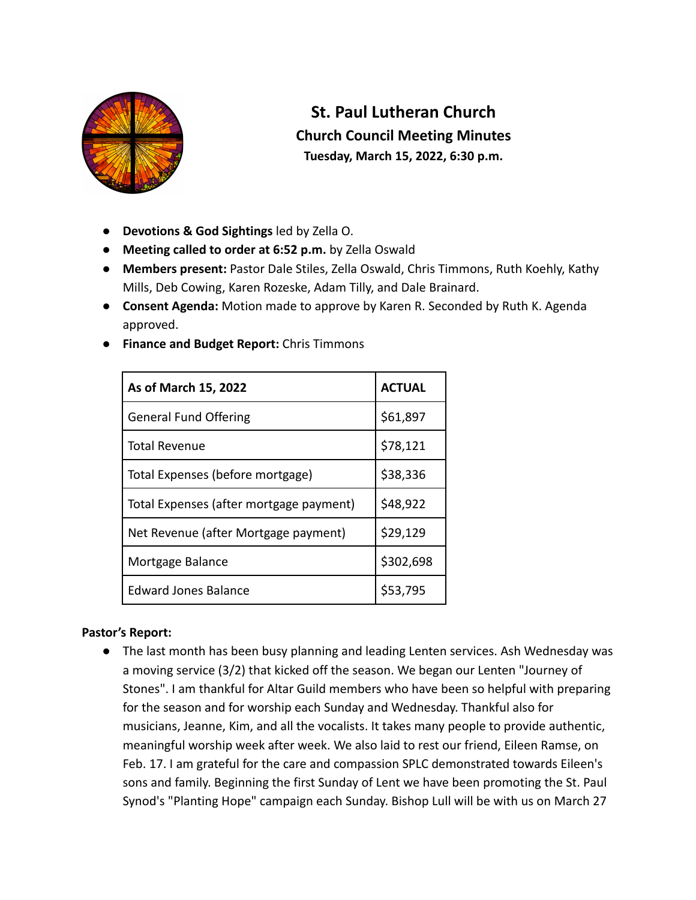# St. Paul Lutheran Church

## Church Council Meeting Minutes

**Tuesday, March 15, 2022, 6:30 p.m.**

- **Devotions & God Sightings** led by Zella O.
- **Meeting called to order at 6:52 p.m.** by Zella Oswald
- **Members present:** Pastor Dale Stiles, Zella Oswald, Chris Timmons, Ruth Koehly, Kathy Mills, Deb Cowing, Karen Rozeske, Adam Tilly, and Dale Brainard.
- **Consent Agenda:** Motion made to approve by Karen R. Seconded by Ruth K. Agenda approved.
- **Finance and Budget Report:** Chris Timmons

| As of March 15, 2022 | ACTUAL |
|---|---|
| General Fund Offering | $61,897 |
| Total Revenue | $78,121 |
| Total Expenses (before mortgage) | $38,336 |
| Total Expenses (after mortgage payment) | $48,922 |
| Net Revenue (after Mortgage payment) | $29,129 |
| Mortgage Balance | $302,698 |
| Edward Jones Balance | $53,795 |

**Pastor's Report:**

- The last month has been busy planning and leading Lenten services. Ash Wednesday was a moving service (3/2) that kicked off the season. We began our Lenten "Journey of Stones". I am thankful for Altar Guild members who have been so helpful with preparing for the season and for worship each Sunday and Wednesday. Thankful also for musicians, Jeanne, Kim, and all the vocalists. It takes many people to provide authentic, meaningful worship week after week. We also laid to rest our friend, Eileen Ramse, on Feb. 17. I am grateful for the care and compassion SPLC demonstrated towards Eileen's sons and family. Beginning the first Sunday of Lent we have been promoting the St. Paul Synod's "Planting Hope" campaign each Sunday. Bishop Lull will be with us on March 27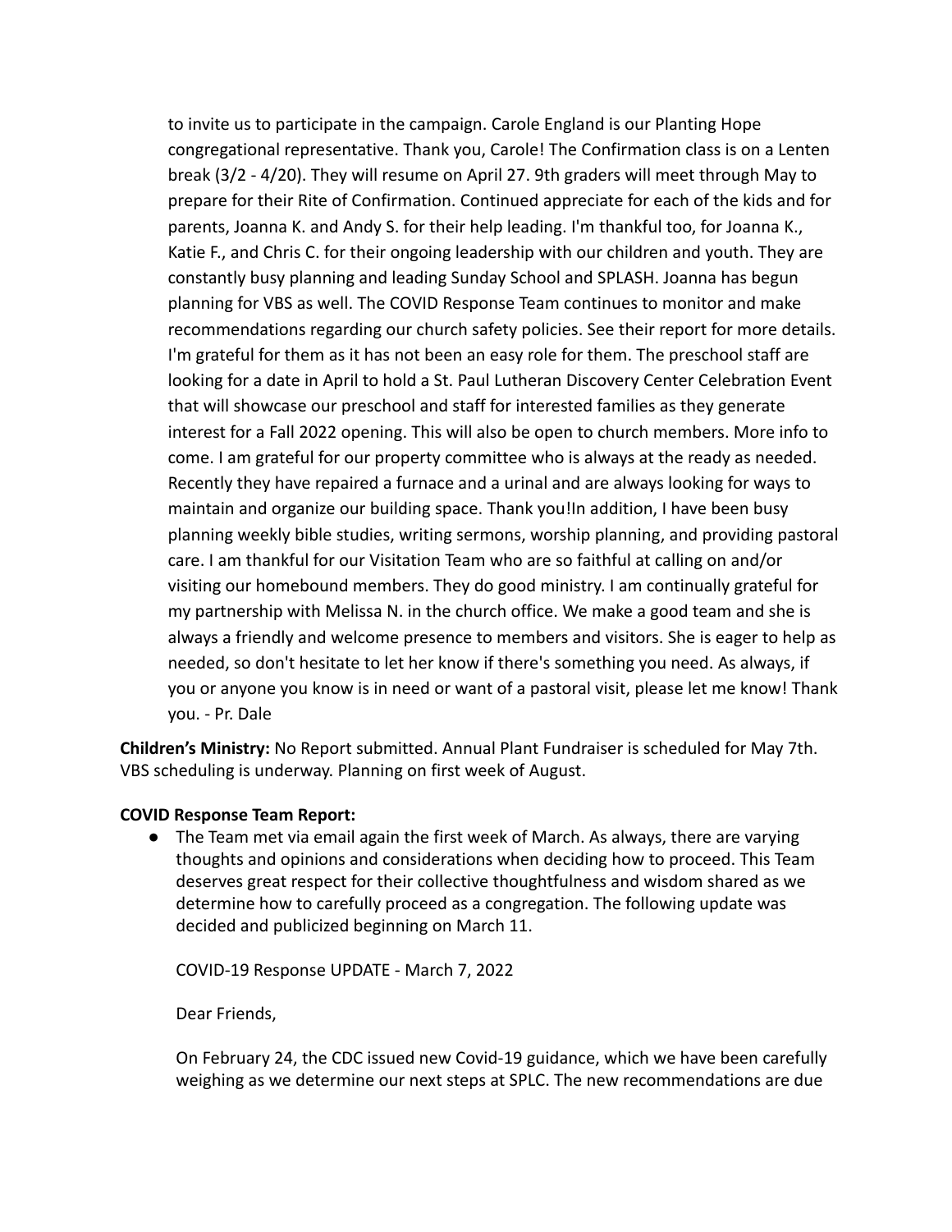to invite us to participate in the campaign. Carole England is our Planting Hope congregational representative. Thank you, Carole! The Confirmation class is on a Lenten break (3/2 - 4/20). They will resume on April 27. 9th graders will meet through May to prepare for their Rite of Confirmation. Continued appreciate for each of the kids and for parents, Joanna K. and Andy S. for their help leading. I'm thankful too, for Joanna K., Katie F., and Chris C. for their ongoing leadership with our children and youth. They are constantly busy planning and leading Sunday School and SPLASH. Joanna has begun planning for VBS as well. The COVID Response Team continues to monitor and make recommendations regarding our church safety policies. See their report for more details. I'm grateful for them as it has not been an easy role for them. The preschool staff are looking for a date in April to hold a St. Paul Lutheran Discovery Center Celebration Event that will showcase our preschool and staff for interested families as they generate interest for a Fall 2022 opening. This will also be open to church members. More info to come. I am grateful for our property committee who is always at the ready as needed. Recently they have repaired a furnace and a urinal and are always looking for ways to maintain and organize our building space. Thank you!In addition, I have been busy planning weekly bible studies, writing sermons, worship planning, and providing pastoral care. I am thankful for our Visitation Team who are so faithful at calling on and/or visiting our homebound members. They do good ministry. I am continually grateful for my partnership with Melissa N. in the church office. We make a good team and she is always a friendly and welcome presence to members and visitors. She is eager to help as needed, so don't hesitate to let her know if there's something you need. As always, if you or anyone you know is in need or want of a pastoral visit, please let me know! Thank you. - Pr. Dale

**Children's Ministry:** No Report submitted. Annual Plant Fundraiser is scheduled for May 7th. VBS scheduling is underway. Planning on first week of August.

**COVID Response Team Report:**

- The Team met via email again the first week of March. As always, there are varying thoughts and opinions and considerations when deciding how to proceed. This Team deserves great respect for their collective thoughtfulness and wisdom shared as we determine how to carefully proceed as a congregation. The following update was decided and publicized beginning on March 11.

  COVID-19 Response UPDATE - March 7, 2022

  Dear Friends,

  On February 24, the CDC issued new Covid-19 guidance, which we have been carefully weighing as we determine our next steps at SPLC. The new recommendations are due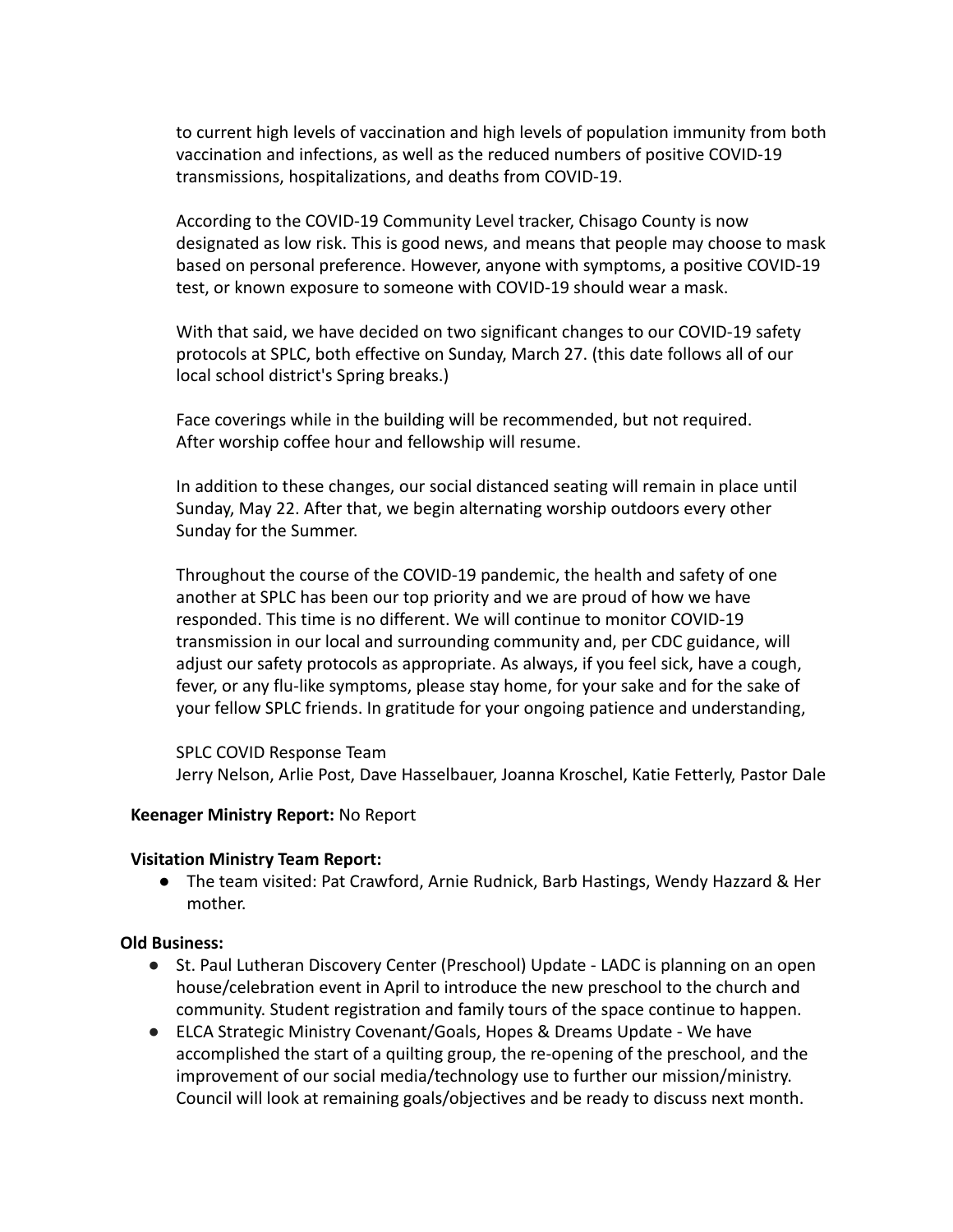to current high levels of vaccination and high levels of population immunity from both vaccination and infections, as well as the reduced numbers of positive COVID-19 transmissions, hospitalizations, and deaths from COVID-19.

According to the COVID-19 Community Level tracker, Chisago County is now designated as low risk. This is good news, and means that people may choose to mask based on personal preference. However, anyone with symptoms, a positive COVID-19 test, or known exposure to someone with COVID-19 should wear a mask.

With that said, we have decided on two significant changes to our COVID-19 safety protocols at SPLC, both effective on Sunday, March 27. (this date follows all of our local school district's Spring breaks.)

Face coverings while in the building will be recommended, but not required.
After worship coffee hour and fellowship will resume.

In addition to these changes, our social distanced seating will remain in place until Sunday, May 22. After that, we begin alternating worship outdoors every other Sunday for the Summer.

Throughout the course of the COVID-19 pandemic, the health and safety of one another at SPLC has been our top priority and we are proud of how we have responded. This time is no different. We will continue to monitor COVID-19 transmission in our local and surrounding community and, per CDC guidance, will adjust our safety protocols as appropriate. As always, if you feel sick, have a cough, fever, or any flu-like symptoms, please stay home, for your sake and for the sake of your fellow SPLC friends. In gratitude for your ongoing patience and understanding,

SPLC COVID Response Team
Jerry Nelson, Arlie Post, Dave Hasselbauer, Joanna Kroschel, Katie Fetterly, Pastor Dale

**Keenager Ministry Report:** No Report

**Visitation Ministry Team Report:**

- The team visited: Pat Crawford, Arnie Rudnick, Barb Hastings, Wendy Hazzard & Her mother.

**Old Business:**

- St. Paul Lutheran Discovery Center (Preschool) Update - LADC is planning on an open house/celebration event in April to introduce the new preschool to the church and community. Student registration and family tours of the space continue to happen.
- ELCA Strategic Ministry Covenant/Goals, Hopes & Dreams Update - We have accomplished the start of a quilting group, the re-opening of the preschool, and the improvement of our social media/technology use to further our mission/ministry. Council will look at remaining goals/objectives and be ready to discuss next month.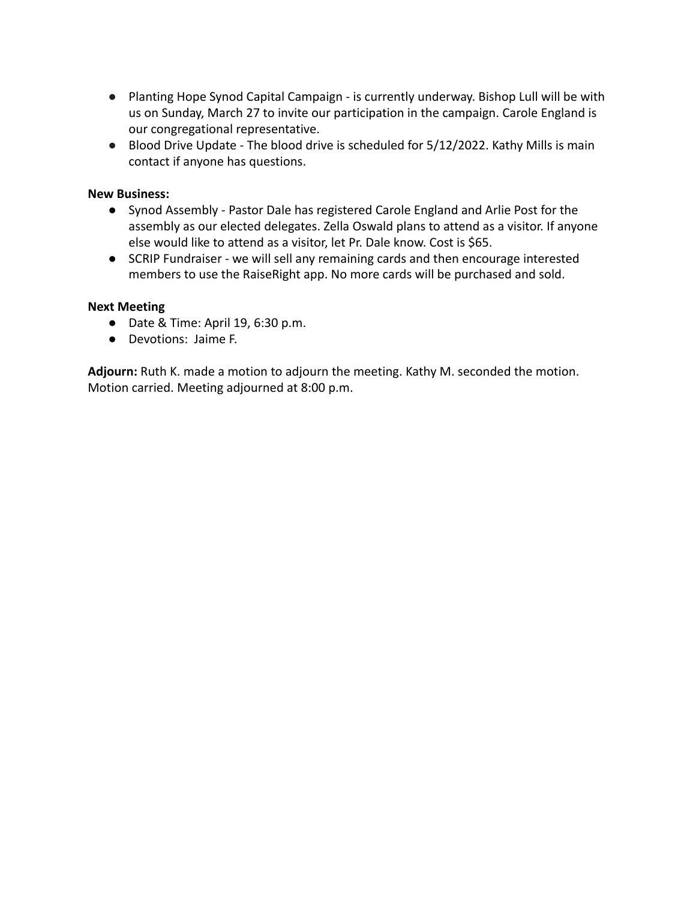- Planting Hope Synod Capital Campaign - is currently underway. Bishop Lull will be with us on Sunday, March 27 to invite our participation in the campaign. Carole England is our congregational representative.
- Blood Drive Update - The blood drive is scheduled for 5/12/2022. Kathy Mills is main contact if anyone has questions.

**New Business:**

- Synod Assembly - Pastor Dale has registered Carole England and Arlie Post for the assembly as our elected delegates. Zella Oswald plans to attend as a visitor. If anyone else would like to attend as a visitor, let Pr. Dale know. Cost is $65.
- SCRIP Fundraiser - we will sell any remaining cards and then encourage interested members to use the RaiseRight app. No more cards will be purchased and sold.

**Next Meeting**

- Date & Time: April 19, 6:30 p.m.
- Devotions: Jaime F.

**Adjourn:** Ruth K. made a motion to adjourn the meeting. Kathy M. seconded the motion. Motion carried. Meeting adjourned at 8:00 p.m.